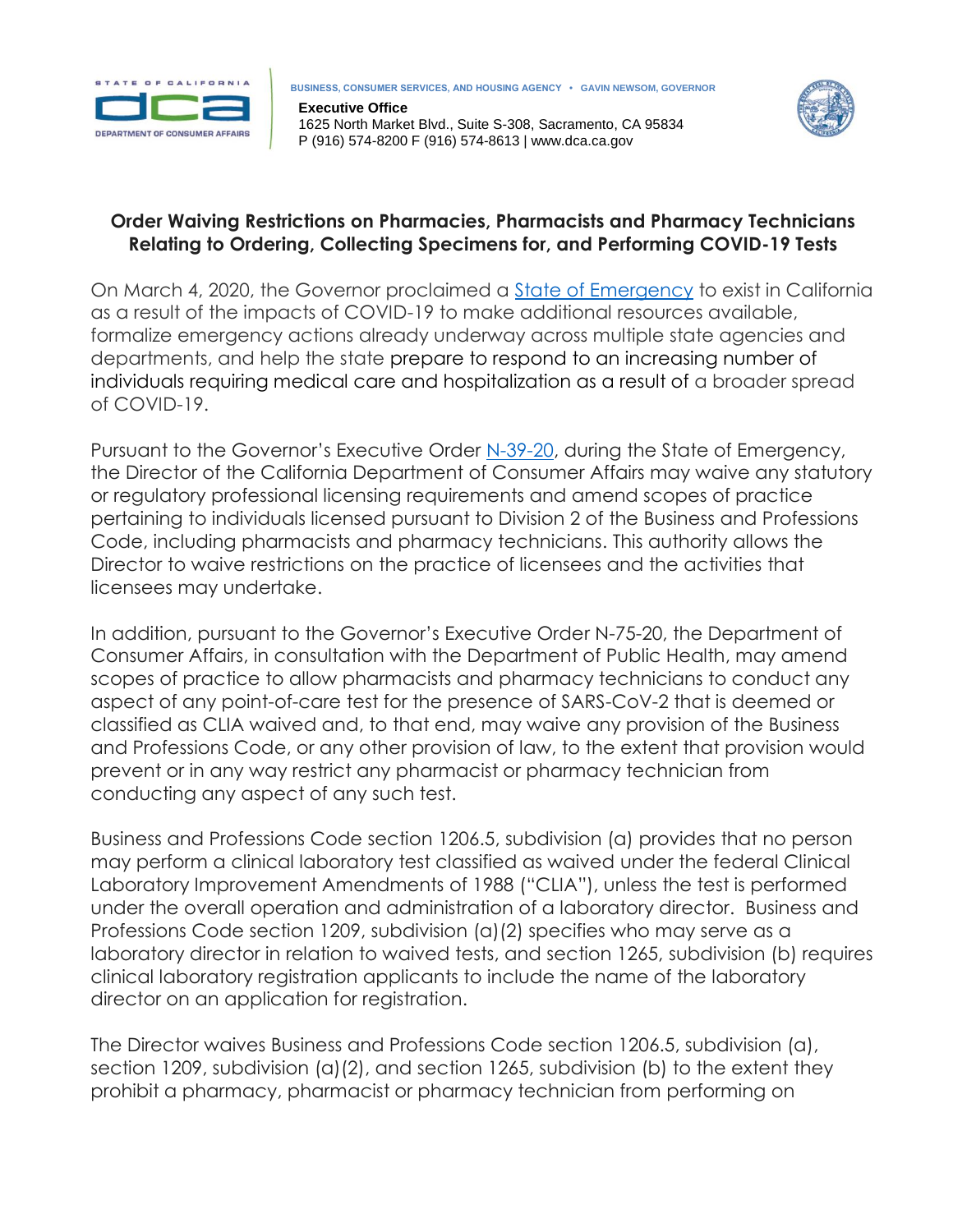STATE OF CALIFORNIA

DEPARTMENT OF CONSUMER AFFAIRS

BUSINESS, CONSUMER SERVICES, AND HOUSING AGENCY • GAVIN NEWSOM, GOVERNOR

**Executive Office**
1625 North Market Blvd., Suite S-308, Sacramento, CA 95834
P (916) 574-8200 F (916) 574-8613 | www.dca.ca.gov

## Order Waiving Restrictions on Pharmacies, Pharmacists and Pharmacy Technicians Relating to Ordering, Collecting Specimens for, and Performing COVID-19 Tests

On March 4, 2020, the Governor proclaimed a [State of Emergency]() to exist in California as a result of the impacts of COVID-19 to make additional resources available, formalize emergency actions already underway across multiple state agencies and departments, and help the state prepare to respond to an increasing number of individuals requiring medical care and hospitalization as a result of a broader spread of COVID-19.

Pursuant to the Governor's Executive Order [N-39-20](), during the State of Emergency, the Director of the California Department of Consumer Affairs may waive any statutory or regulatory professional licensing requirements and amend scopes of practice pertaining to individuals licensed pursuant to Division 2 of the Business and Professions Code, including pharmacists and pharmacy technicians. This authority allows the Director to waive restrictions on the practice of licensees and the activities that licensees may undertake.

In addition, pursuant to the Governor's Executive Order N-75-20, the Department of Consumer Affairs, in consultation with the Department of Public Health, may amend scopes of practice to allow pharmacists and pharmacy technicians to conduct any aspect of any point-of-care test for the presence of SARS-CoV-2 that is deemed or classified as CLIA waived and, to that end, may waive any provision of the Business and Professions Code, or any other provision of law, to the extent that provision would prevent or in any way restrict any pharmacist or pharmacy technician from conducting any aspect of any such test.

Business and Professions Code section 1206.5, subdivision (a) provides that no person may perform a clinical laboratory test classified as waived under the federal Clinical Laboratory Improvement Amendments of 1988 ("CLIA"), unless the test is performed under the overall operation and administration of a laboratory director. Business and Professions Code section 1209, subdivision (a)(2) specifies who may serve as a laboratory director in relation to waived tests, and section 1265, subdivision (b) requires clinical laboratory registration applicants to include the name of the laboratory director on an application for registration.

The Director waives Business and Professions Code section 1206.5, subdivision (a), section 1209, subdivision (a)(2), and section 1265, subdivision (b) to the extent they prohibit a pharmacy, pharmacist or pharmacy technician from performing on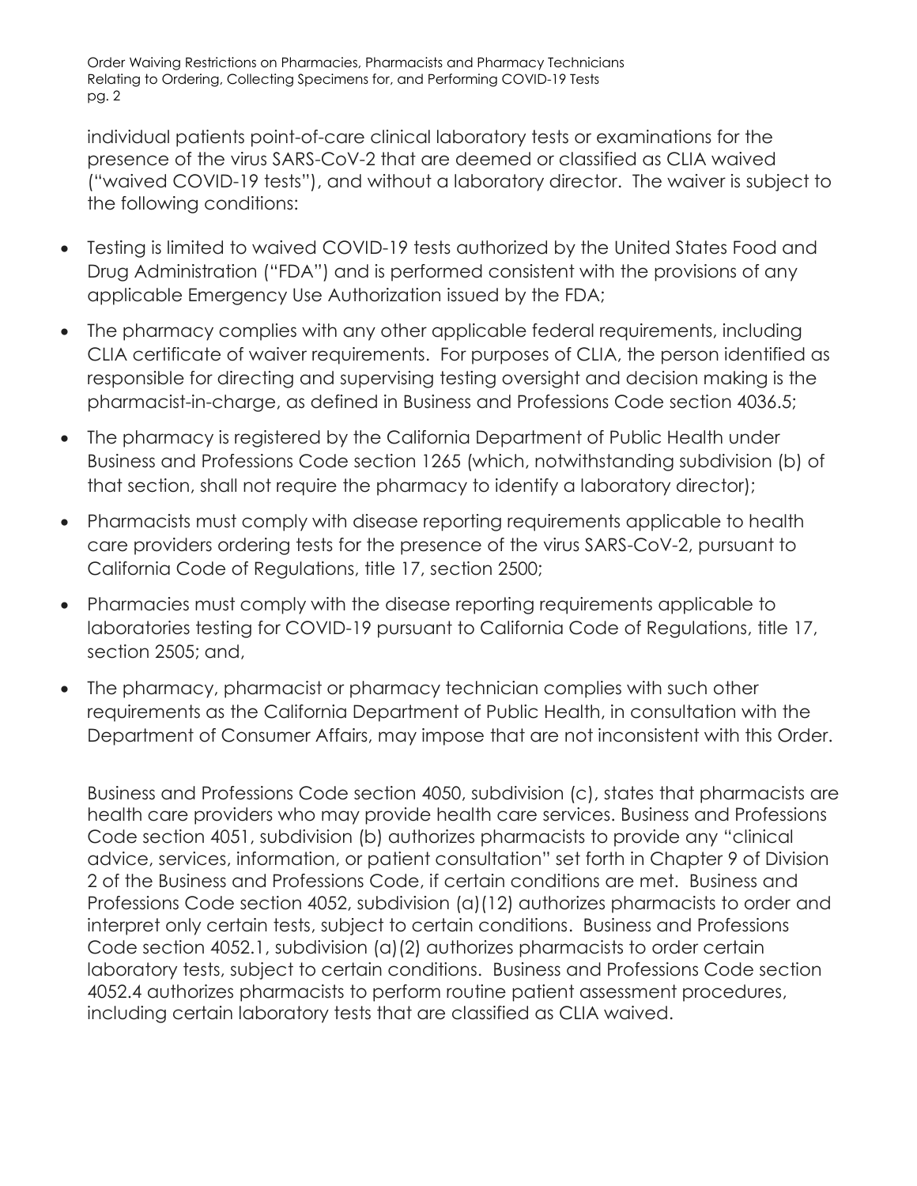individual patients point-of-care clinical laboratory tests or examinations for the presence of the virus SARS-CoV-2 that are deemed or classified as CLIA waived ("waived COVID-19 tests"), and without a laboratory director. The waiver is subject to the following conditions:

- Testing is limited to waived COVID-19 tests authorized by the United States Food and Drug Administration ("FDA") and is performed consistent with the provisions of any applicable Emergency Use Authorization issued by the FDA;
- The pharmacy complies with any other applicable federal requirements, including CLIA certificate of waiver requirements. For purposes of CLIA, the person identified as responsible for directing and supervising testing oversight and decision making is the pharmacist-in-charge, as defined in Business and Professions Code section 4036.5;
- The pharmacy is registered by the California Department of Public Health under Business and Professions Code section 1265 (which, notwithstanding subdivision (b) of that section, shall not require the pharmacy to identify a laboratory director);
- Pharmacists must comply with disease reporting requirements applicable to health care providers ordering tests for the presence of the virus SARS-CoV-2, pursuant to California Code of Regulations, title 17, section 2500;
- Pharmacies must comply with the disease reporting requirements applicable to laboratories testing for COVID-19 pursuant to California Code of Regulations, title 17, section 2505; and,
- The pharmacy, pharmacist or pharmacy technician complies with such other requirements as the California Department of Public Health, in consultation with the Department of Consumer Affairs, may impose that are not inconsistent with this Order.

Business and Professions Code section 4050, subdivision (c), states that pharmacists are health care providers who may provide health care services. Business and Professions Code section 4051, subdivision (b) authorizes pharmacists to provide any "clinical advice, services, information, or patient consultation" set forth in Chapter 9 of Division 2 of the Business and Professions Code, if certain conditions are met. Business and Professions Code section 4052, subdivision (a)(12) authorizes pharmacists to order and interpret only certain tests, subject to certain conditions. Business and Professions Code section 4052.1, subdivision (a)(2) authorizes pharmacists to order certain laboratory tests, subject to certain conditions. Business and Professions Code section 4052.4 authorizes pharmacists to perform routine patient assessment procedures, including certain laboratory tests that are classified as CLIA waived.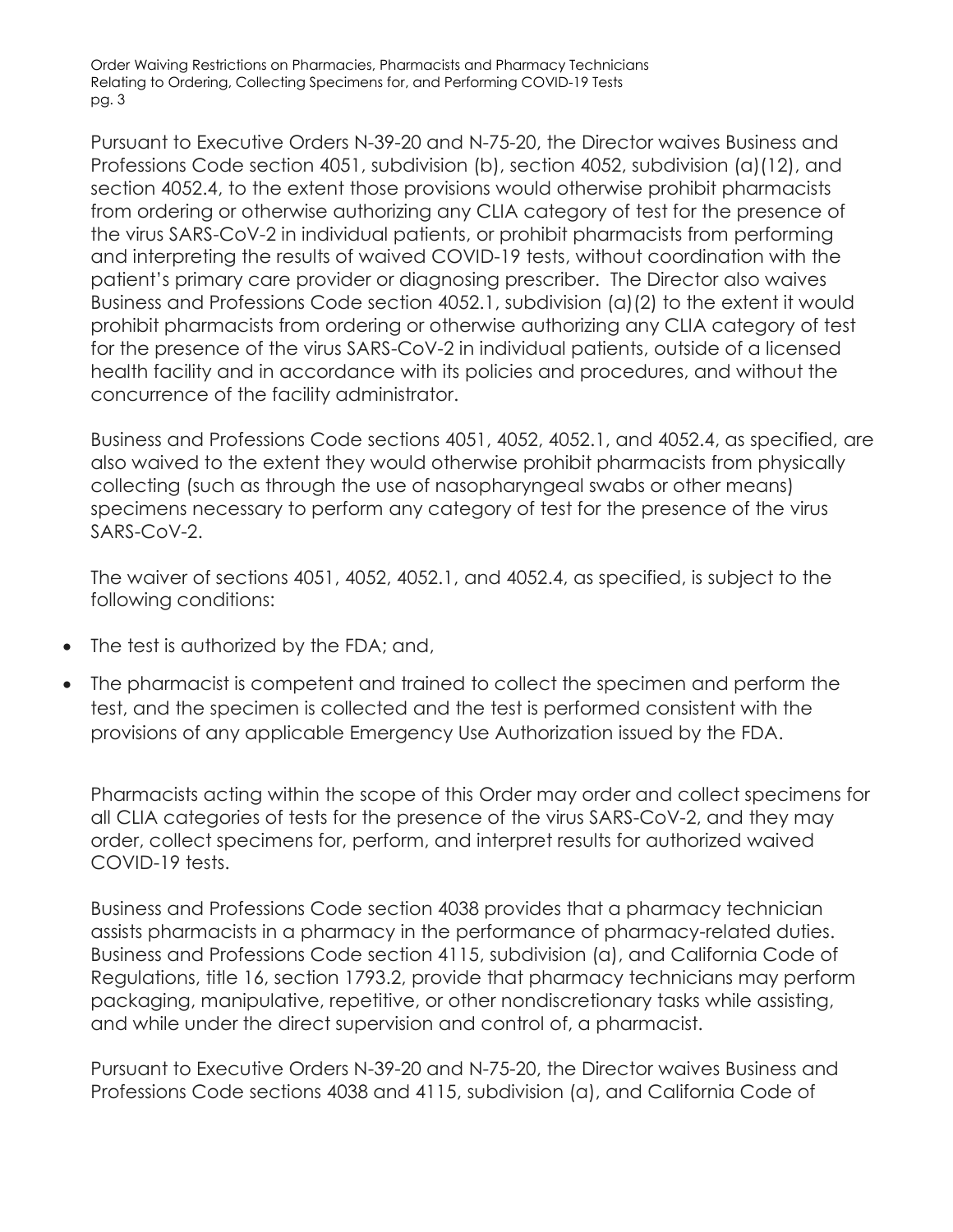Pursuant to Executive Orders N-39-20 and N-75-20, the Director waives Business and Professions Code section 4051, subdivision (b), section 4052, subdivision (a)(12), and section 4052.4, to the extent those provisions would otherwise prohibit pharmacists from ordering or otherwise authorizing any CLIA category of test for the presence of the virus SARS-CoV-2 in individual patients, or prohibit pharmacists from performing and interpreting the results of waived COVID-19 tests, without coordination with the patient's primary care provider or diagnosing prescriber. The Director also waives Business and Professions Code section 4052.1, subdivision (a)(2) to the extent it would prohibit pharmacists from ordering or otherwise authorizing any CLIA category of test for the presence of the virus SARS-CoV-2 in individual patients, outside of a licensed health facility and in accordance with its policies and procedures, and without the concurrence of the facility administrator.

Business and Professions Code sections 4051, 4052, 4052.1, and 4052.4, as specified, are also waived to the extent they would otherwise prohibit pharmacists from physically collecting (such as through the use of nasopharyngeal swabs or other means) specimens necessary to perform any category of test for the presence of the virus SARS-CoV-2.

The waiver of sections 4051, 4052, 4052.1, and 4052.4, as specified, is subject to the following conditions:

- The test is authorized by the FDA; and,
- The pharmacist is competent and trained to collect the specimen and perform the test, and the specimen is collected and the test is performed consistent with the provisions of any applicable Emergency Use Authorization issued by the FDA.

Pharmacists acting within the scope of this Order may order and collect specimens for all CLIA categories of tests for the presence of the virus SARS-CoV-2, and they may order, collect specimens for, perform, and interpret results for authorized waived COVID-19 tests.

Business and Professions Code section 4038 provides that a pharmacy technician assists pharmacists in a pharmacy in the performance of pharmacy-related duties. Business and Professions Code section 4115, subdivision (a), and California Code of Regulations, title 16, section 1793.2, provide that pharmacy technicians may perform packaging, manipulative, repetitive, or other nondiscretionary tasks while assisting, and while under the direct supervision and control of, a pharmacist.

Pursuant to Executive Orders N-39-20 and N-75-20, the Director waives Business and Professions Code sections 4038 and 4115, subdivision (a), and California Code of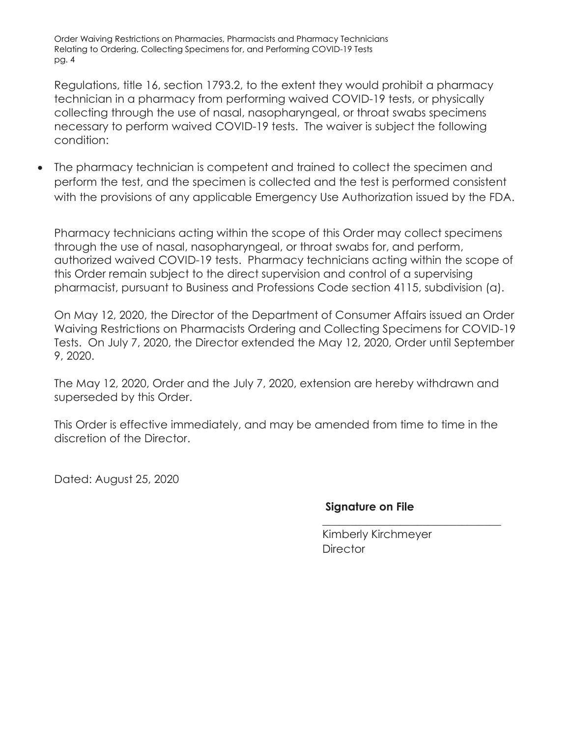Regulations, title 16, section 1793.2, to the extent they would prohibit a pharmacy technician in a pharmacy from performing waived COVID-19 tests, or physically collecting through the use of nasal, nasopharyngeal, or throat swabs specimens necessary to perform waived COVID-19 tests. The waiver is subject the following condition:

- The pharmacy technician is competent and trained to collect the specimen and perform the test, and the specimen is collected and the test is performed consistent with the provisions of any applicable Emergency Use Authorization issued by the FDA.

Pharmacy technicians acting within the scope of this Order may collect specimens through the use of nasal, nasopharyngeal, or throat swabs for, and perform, authorized waived COVID-19 tests. Pharmacy technicians acting within the scope of this Order remain subject to the direct supervision and control of a supervising pharmacist, pursuant to Business and Professions Code section 4115, subdivision (a).

On May 12, 2020, the Director of the Department of Consumer Affairs issued an Order Waiving Restrictions on Pharmacists Ordering and Collecting Specimens for COVID-19 Tests. On July 7, 2020, the Director extended the May 12, 2020, Order until September 9, 2020.

The May 12, 2020, Order and the July 7, 2020, extension are hereby withdrawn and superseded by this Order.

This Order is effective immediately, and may be amended from time to time in the discretion of the Director.

Dated: August 25, 2020

**Signature on File**

Kimberly Kirchmeyer
Director